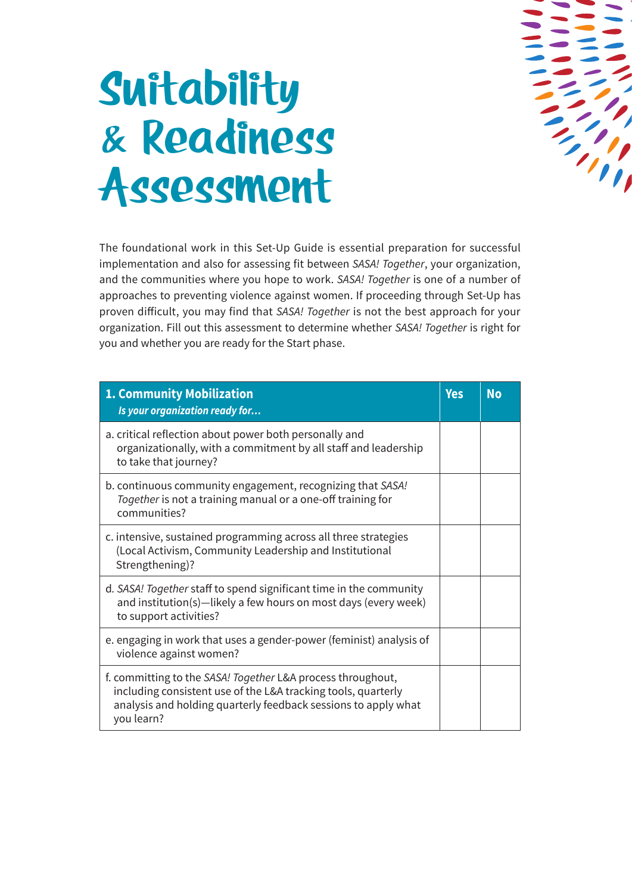# Suitability & Readiness Assessment

The foundational work in this Set-Up Guide is essential preparation for successful implementation and also for assessing fit between *SASA! Together*, your organization, and the communities where you hope to work. *SASA! Together* is one of a number of approaches to preventing violence against women. If proceeding through Set-Up has proven difficult, you may find that *SASA! Together* is not the best approach for your organization. Fill out this assessment to determine whether *SASA! Together* is right for you and whether you are ready for the Start phase.

| **1. Community Mobilization** *Is your organization ready for…* | **Yes** | **No** |
|---|---|---|
| a. critical reflection about power both personally and organizationally, with a commitment by all staff and leadership to take that journey? | | |
| b. continuous community engagement, recognizing that *SASA! Together* is not a training manual or a one-off training for communities? | | |
| c. intensive, sustained programming across all three strategies (Local Activism, Community Leadership and Institutional Strengthening)? | | |
| d. *SASA! Together* staff to spend significant time in the community and institution(s)—likely a few hours on most days (every week) to support activities? | | |
| e. engaging in work that uses a gender-power (feminist) analysis of violence against women? | | |
| f. committing to the *SASA! Together* L&A process throughout, including consistent use of the L&A tracking tools, quarterly analysis and holding quarterly feedback sessions to apply what you learn? | | |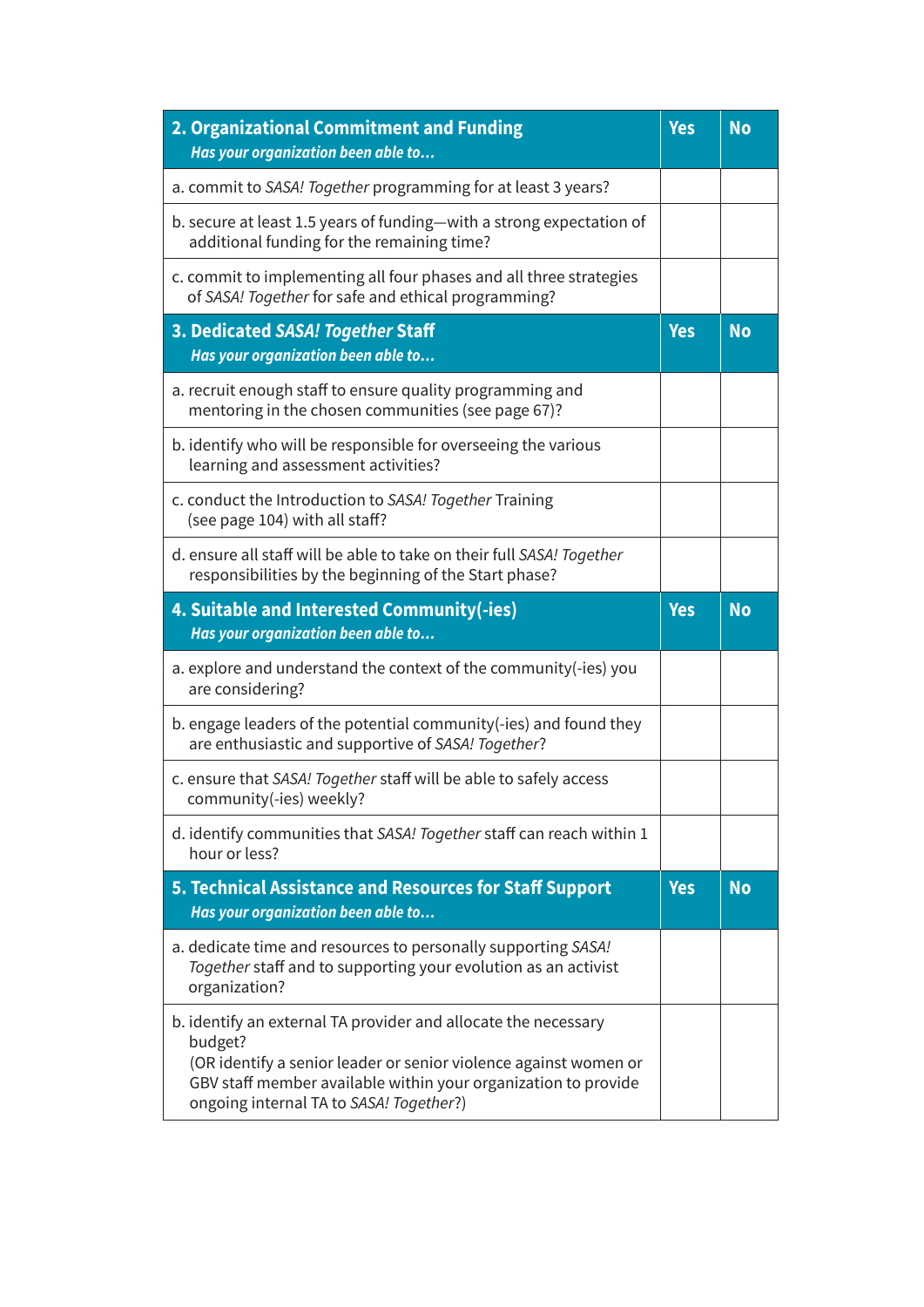| **2. Organizational Commitment and Funding** *Has your organization been able to...* | **Yes** | **No** |
| --- | --- | --- |
| a. commit to *SASA! Together* programming for at least 3 years? | | |
| b. secure at least 1.5 years of funding—with a strong expectation of additional funding for the remaining time? | | |
| c. commit to implementing all four phases and all three strategies of *SASA! Together* for safe and ethical programming? | | |
| **3. Dedicated *SASA! Together* Staff** *Has your organization been able to...* | **Yes** | **No** |
| a. recruit enough staff to ensure quality programming and mentoring in the chosen communities (see page 67)? | | |
| b. identify who will be responsible for overseeing the various learning and assessment activities? | | |
| c. conduct the Introduction to *SASA! Together* Training (see page 104) with all staff? | | |
| d. ensure all staff will be able to take on their full *SASA! Together* responsibilities by the beginning of the Start phase? | | |
| **4. Suitable and Interested Community(-ies)** *Has your organization been able to...* | **Yes** | **No** |
| a. explore and understand the context of the community(-ies) you are considering? | | |
| b. engage leaders of the potential community(-ies) and found they are enthusiastic and supportive of *SASA! Together*? | | |
| c. ensure that *SASA! Together* staff will be able to safely access community(-ies) weekly? | | |
| d. identify communities that *SASA! Together* staff can reach within 1 hour or less? | | |
| **5. Technical Assistance and Resources for Staff Support** *Has your organization been able to...* | **Yes** | **No** |
| a. dedicate time and resources to personally supporting *SASA! Together* staff and to supporting your evolution as an activist organization? | | |
| b. identify an external TA provider and allocate the necessary budget? (OR identify a senior leader or senior violence against women or GBV staff member available within your organization to provide ongoing internal TA to *SASA! Together*?) | | |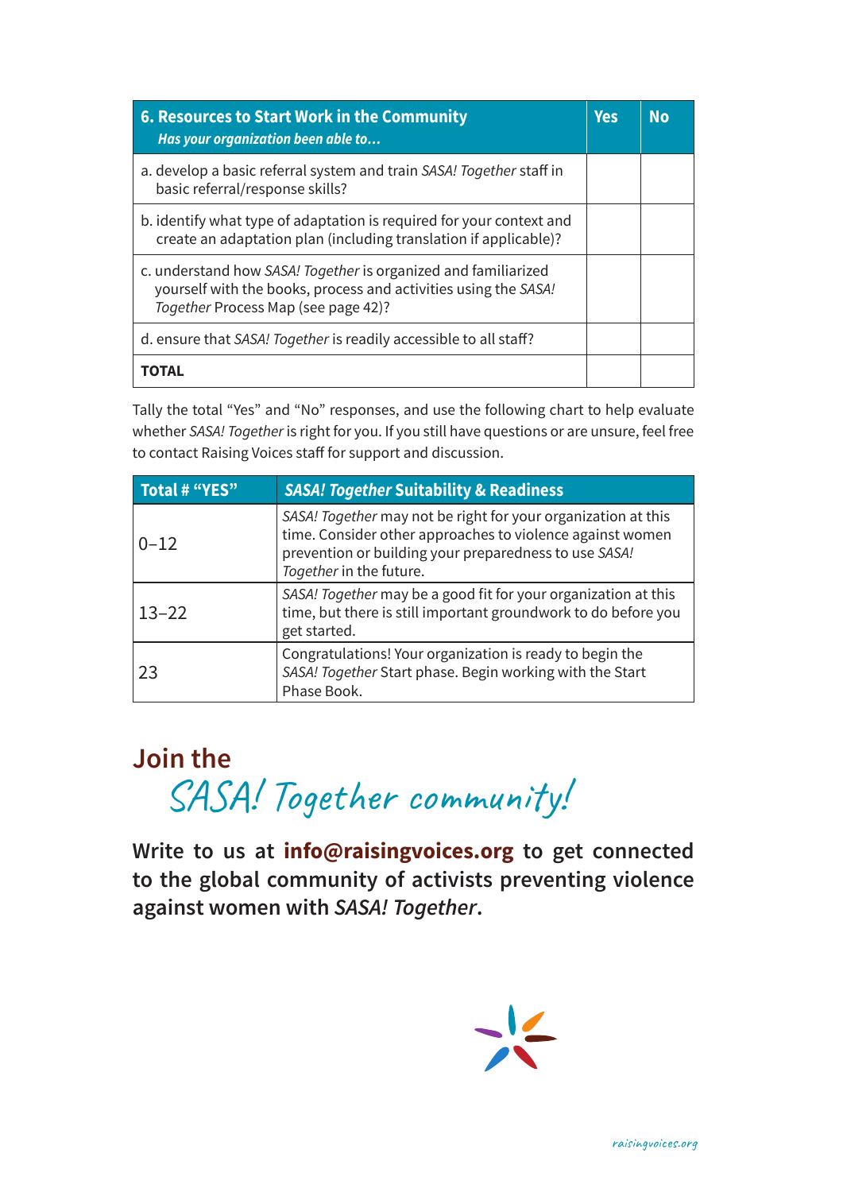| 6. Resources to Start Work in the Community<br>*Has your organization been able to…* | Yes | No |
|---|---|---|
| a. develop a basic referral system and train *SASA! Together* staff in basic referral/response skills? | | |
| b. identify what type of adaptation is required for your context and create an adaptation plan (including translation if applicable)? | | |
| c. understand how *SASA! Together* is organized and familiarized yourself with the books, process and activities using the *SASA! Together* Process Map (see page 42)? | | |
| d. ensure that *SASA! Together* is readily accessible to all staff? | | |
| **TOTAL** | | |

Tally the total "Yes" and "No" responses, and use the following chart to help evaluate whether *SASA! Together* is right for you. If you still have questions or are unsure, feel free to contact Raising Voices staff for support and discussion.

| Total # "YES" | *SASA! Together* Suitability & Readiness |
|---|---|
| 0–12 | *SASA! Together* may not be right for your organization at this time. Consider other approaches to violence against women prevention or building your preparedness to use *SASA! Together* in the future. |
| 13–22 | *SASA! Together* may be a good fit for your organization at this time, but there is still important groundwork to do before you get started. |
| 23 | Congratulations! Your organization is ready to begin the *SASA! Together* Start phase. Begin working with the Start Phase Book. |

## Join the *SASA! Together community!*

**Write to us at info@raisingvoices.org to get connected to the global community of activists preventing violence against women with *SASA! Together*.**

raisingvoices.org